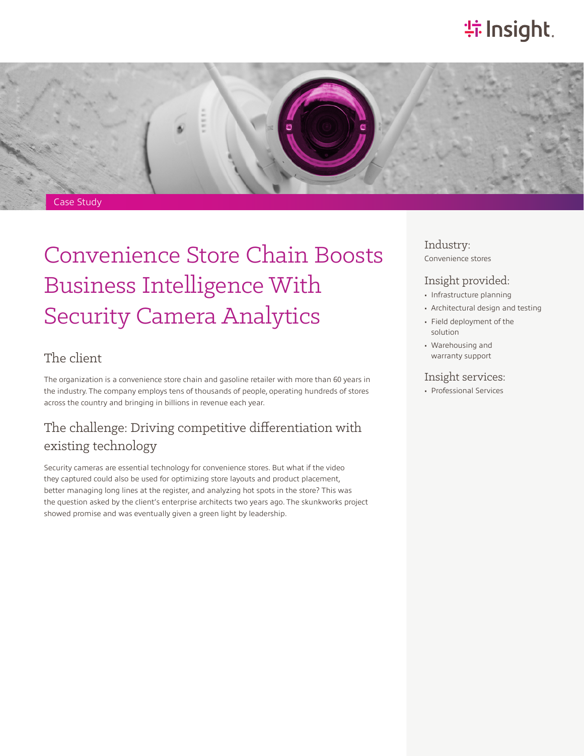Case Study

# Convenience Store Chain Boosts Business Intelligence With Security Camera Analytics

## The client

The organization is a convenience store chain and gasoline retailer with more than 60 years in the industry. The company employs tens of thousands of people, operating hundreds of stores across the country and bringing in billions in revenue each year.

## The challenge: Driving competitive differentiation with existing technology

Security cameras are essential technology for convenience stores. But what if the video they captured could also be used for optimizing store layouts and product placement, better managing long lines at the register, and analyzing hot spots in the store? This was the question asked by the client's enterprise architects two years ago. The skunkworks project showed promise and was eventually given a green light by leadership.

### Industry:

Convenience stores

### Insight provided:

- Infrastructure planning
- Architectural design and testing
- Field deployment of the solution
- Warehousing and warranty support

### Insight services:

- Professional Services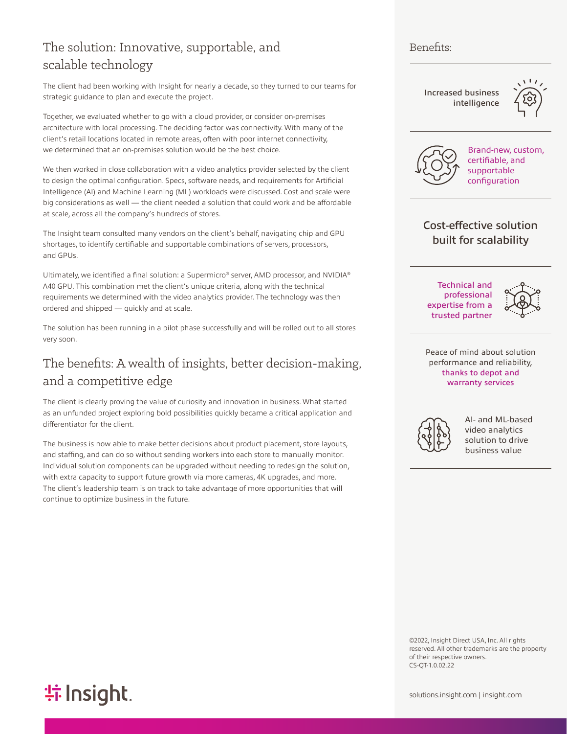## The solution: Innovative, supportable, and scalable technology

The client had been working with Insight for nearly a decade, so they turned to our teams for strategic guidance to plan and execute the project.

Together, we evaluated whether to go with a cloud provider, or consider on-premises architecture with local processing. The deciding factor was connectivity. With many of the client's retail locations located in remote areas, often with poor internet connectivity, we determined that an on-premises solution would be the best choice.

We then worked in close collaboration with a video analytics provider selected by the client to design the optimal configuration. Specs, software needs, and requirements for Artificial Intelligence (AI) and Machine Learning (ML) workloads were discussed. Cost and scale were big considerations as well — the client needed a solution that could work and be affordable at scale, across all the company's hundreds of stores.

The Insight team consulted many vendors on the client's behalf, navigating chip and GPU shortages, to identify certifiable and supportable combinations of servers, processors, and GPUs.

Ultimately, we identified a final solution: a Supermicro® server, AMD processor, and NVIDIA® A40 GPU. This combination met the client's unique criteria, along with the technical requirements we determined with the video analytics provider. The technology was then ordered and shipped — quickly and at scale.

The solution has been running in a pilot phase successfully and will be rolled out to all stores very soon.

## The benefits: A wealth of insights, better decision-making, and a competitive edge

The client is clearly proving the value of curiosity and innovation in business. What started as an unfunded project exploring bold possibilities quickly became a critical application and differentiator for the client.

The business is now able to make better decisions about product placement, store layouts, and staffing, and can do so without sending workers into each store to manually monitor. Individual solution components can be upgraded without needing to redesign the solution, with extra capacity to support future growth via more cameras, 4K upgrades, and more. The client's leadership team is on track to take advantage of more opportunities that will continue to optimize business in the future.

## Benefits:

- Increased business intelligence
- Brand-new, custom, certifiable, and supportable configuration
- Cost-effective solution built for scalability
- Technical and professional expertise from a trusted partner
- Peace of mind about solution performance and reliability, thanks to depot and warranty services
- AI- and ML-based video analytics solution to drive business value

©2022, Insight Direct USA, Inc. All rights reserved. All other trademarks are the property of their respective owners. CS-QT-1.0.02.22

solutions.insight.com | insight.com